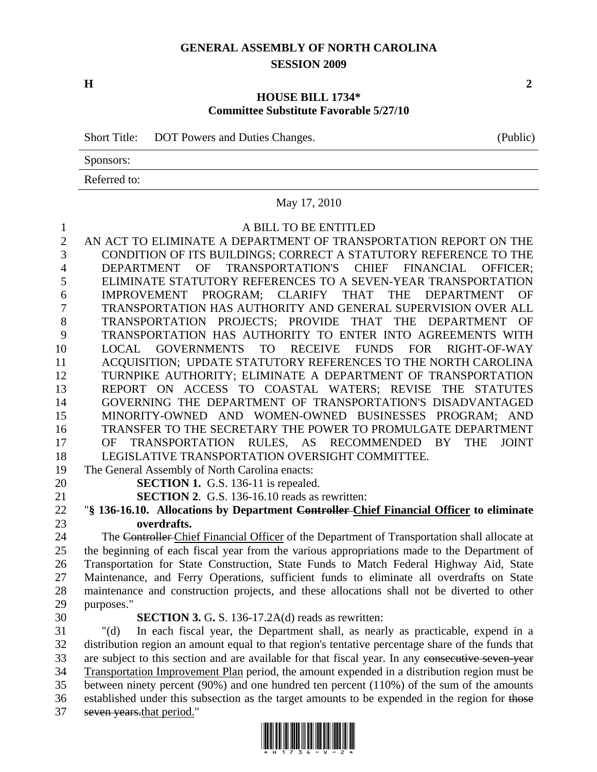# GENERAL ASSEMBLY OF NORTH CAROLINA
## SESSION 2009

**H** **2**

**HOUSE BILL 1734***
**Committee Substitute Favorable 5/27/10**

Short Title: DOT Powers and Duties Changes. (Public)

Sponsors:

Referred to:

May 17, 2010

A BILL TO BE ENTITLED

AN ACT TO ELIMINATE A DEPARTMENT OF TRANSPORTATION REPORT ON THE CONDITION OF ITS BUILDINGS; CORRECT A STATUTORY REFERENCE TO THE DEPARTMENT OF TRANSPORTATION'S CHIEF FINANCIAL OFFICER; ELIMINATE STATUTORY REFERENCES TO A SEVEN-YEAR TRANSPORTATION IMPROVEMENT PROGRAM; CLARIFY THAT THE DEPARTMENT OF TRANSPORTATION HAS AUTHORITY AND GENERAL SUPERVISION OVER ALL TRANSPORTATION PROJECTS; PROVIDE THAT THE DEPARTMENT OF TRANSPORTATION HAS AUTHORITY TO ENTER INTO AGREEMENTS WITH LOCAL GOVERNMENTS TO RECEIVE FUNDS FOR RIGHT-OF-WAY ACQUISITION; UPDATE STATUTORY REFERENCES TO THE NORTH CAROLINA TURNPIKE AUTHORITY; ELIMINATE A DEPARTMENT OF TRANSPORTATION REPORT ON ACCESS TO COASTAL WATERS; REVISE THE STATUTES GOVERNING THE DEPARTMENT OF TRANSPORTATION'S DISADVANTAGED MINORITY-OWNED AND WOMEN-OWNED BUSINESSES PROGRAM; AND TRANSFER TO THE SECRETARY THE POWER TO PROMULGATE DEPARTMENT OF TRANSPORTATION RULES, AS RECOMMENDED BY THE JOINT LEGISLATIVE TRANSPORTATION OVERSIGHT COMMITTEE.

The General Assembly of North Carolina enacts:

**SECTION 1.** G.S. 136-11 is repealed.

**SECTION 2**. G.S. 136-16.10 reads as rewritten:

"**§ 136-16.10. Allocations by Department ~~Controller~~ Chief Financial Officer to eliminate overdrafts.**

The ~~Controller~~ Chief Financial Officer of the Department of Transportation shall allocate at the beginning of each fiscal year from the various appropriations made to the Department of Transportation for State Construction, State Funds to Match Federal Highway Aid, State Maintenance, and Ferry Operations, sufficient funds to eliminate all overdrafts on State maintenance and construction projects, and these allocations shall not be diverted to other purposes."

**SECTION 3.** G. S. 136-17.2A(d) reads as rewritten:

"(d) In each fiscal year, the Department shall, as nearly as practicable, expend in a distribution region an amount equal to that region's tentative percentage share of the funds that are subject to this section and are available for that fiscal year. In any ~~consecutive seven-year~~ Transportation Improvement Plan period, the amount expended in a distribution region must be between ninety percent (90%) and one hundred ten percent (110%) of the sum of the amounts established under this subsection as the target amounts to be expended in the region for ~~those seven years.~~that period."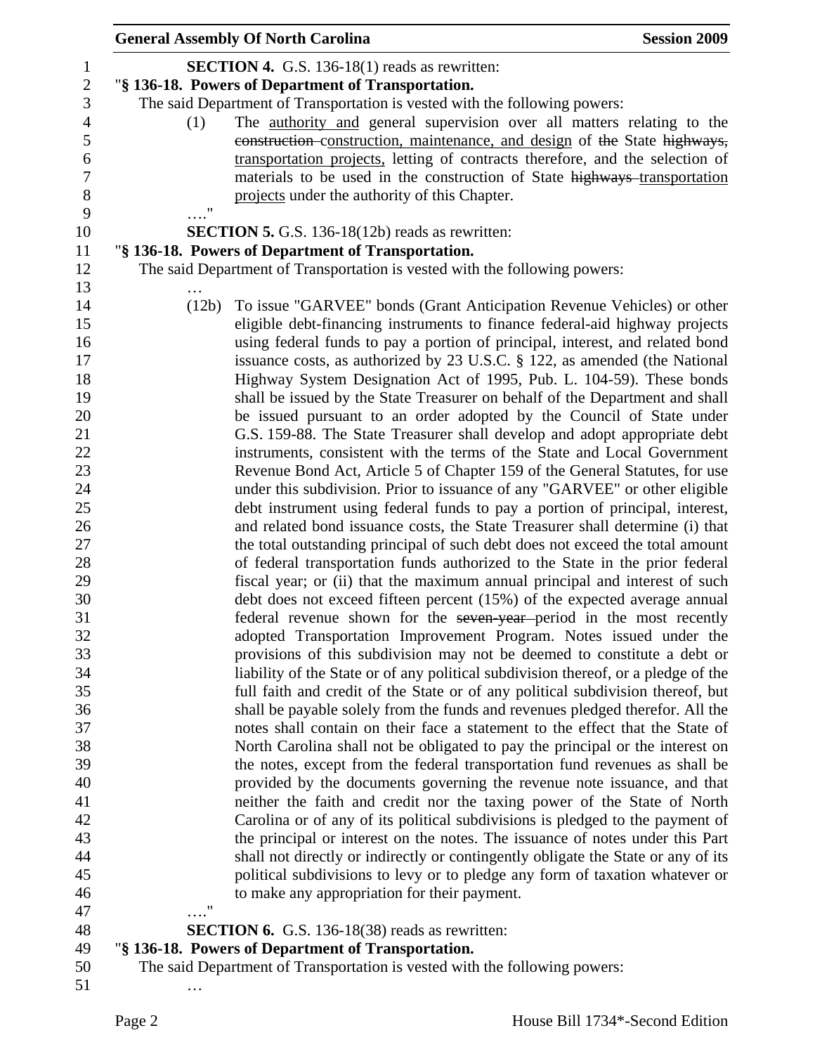**SECTION 4.** G.S. 136-18(1) reads as rewritten:

"**§ 136-18. Powers of Department of Transportation.**

The said Department of Transportation is vested with the following powers:

(1) The authority and general supervision over all matters relating to the ~~construction~~ construction, maintenance, and design of ~~the~~ State ~~highways,~~ transportation projects, letting of contracts therefore, and the selection of materials to be used in the construction of State ~~highways~~ transportation projects under the authority of this Chapter.

…."

**SECTION 5.** G.S. 136-18(12b) reads as rewritten:

"**§ 136-18. Powers of Department of Transportation.**

The said Department of Transportation is vested with the following powers:

…

(12b) To issue "GARVEE" bonds (Grant Anticipation Revenue Vehicles) or other eligible debt-financing instruments to finance federal-aid highway projects using federal funds to pay a portion of principal, interest, and related bond issuance costs, as authorized by 23 U.S.C. § 122, as amended (the National Highway System Designation Act of 1995, Pub. L. 104-59). These bonds shall be issued by the State Treasurer on behalf of the Department and shall be issued pursuant to an order adopted by the Council of State under G.S. 159-88. The State Treasurer shall develop and adopt appropriate debt instruments, consistent with the terms of the State and Local Government Revenue Bond Act, Article 5 of Chapter 159 of the General Statutes, for use under this subdivision. Prior to issuance of any "GARVEE" or other eligible debt instrument using federal funds to pay a portion of principal, interest, and related bond issuance costs, the State Treasurer shall determine (i) that the total outstanding principal of such debt does not exceed the total amount of federal transportation funds authorized to the State in the prior federal fiscal year; or (ii) that the maximum annual principal and interest of such debt does not exceed fifteen percent (15%) of the expected average annual federal revenue shown for the ~~seven-year~~ period in the most recently adopted Transportation Improvement Program. Notes issued under the provisions of this subdivision may not be deemed to constitute a debt or liability of the State or of any political subdivision thereof, or a pledge of the full faith and credit of the State or of any political subdivision thereof, but shall be payable solely from the funds and revenues pledged therefor. All the notes shall contain on their face a statement to the effect that the State of North Carolina shall not be obligated to pay the principal or the interest on the notes, except from the federal transportation fund revenues as shall be provided by the documents governing the revenue note issuance, and that neither the faith and credit nor the taxing power of the State of North Carolina or of any of its political subdivisions is pledged to the payment of the principal or interest on the notes. The issuance of notes under this Part shall not directly or indirectly or contingently obligate the State or any of its political subdivisions to levy or to pledge any form of taxation whatever or to make any appropriation for their payment.

…."

**SECTION 6.** G.S. 136-18(38) reads as rewritten:

"**§ 136-18. Powers of Department of Transportation.**

The said Department of Transportation is vested with the following powers:

…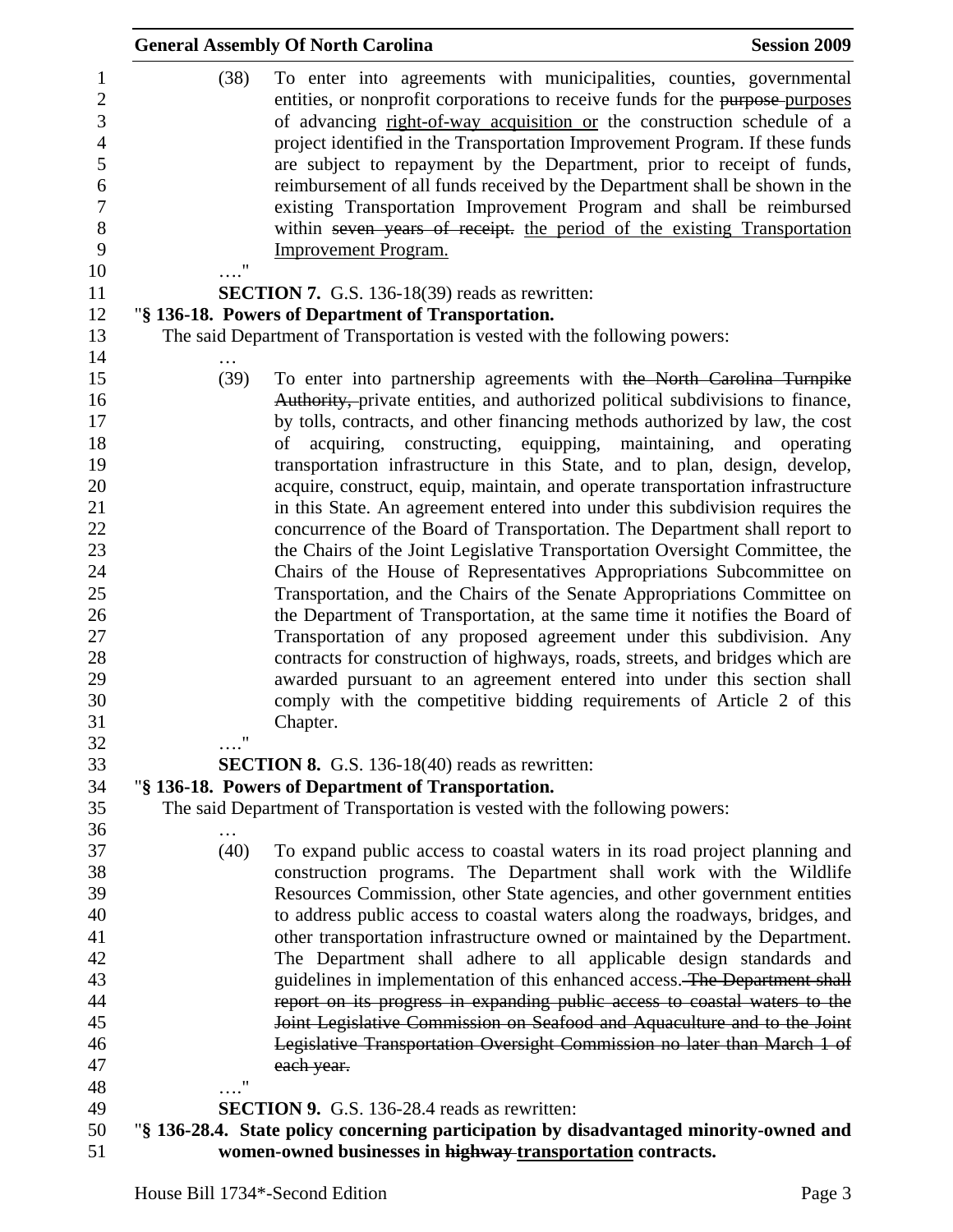(38) To enter into agreements with municipalities, counties, governmental entities, or nonprofit corporations to receive funds for the ~~purpose~~ purposes of advancing right-of-way acquisition or the construction schedule of a project identified in the Transportation Improvement Program. If these funds are subject to repayment by the Department, prior to receipt of funds, reimbursement of all funds received by the Department shall be shown in the existing Transportation Improvement Program and shall be reimbursed within ~~seven years of receipt.~~ the period of the existing Transportation Improvement Program.

…."

**SECTION 7.** G.S. 136-18(39) reads as rewritten:

"**§ 136-18. Powers of Department of Transportation.**

The said Department of Transportation is vested with the following powers:

…

(39) To enter into partnership agreements with ~~the North Carolina Turnpike Authority,~~ private entities, and authorized political subdivisions to finance, by tolls, contracts, and other financing methods authorized by law, the cost of acquiring, constructing, equipping, maintaining, and operating transportation infrastructure in this State, and to plan, design, develop, acquire, construct, equip, maintain, and operate transportation infrastructure in this State. An agreement entered into under this subdivision requires the concurrence of the Board of Transportation. The Department shall report to the Chairs of the Joint Legislative Transportation Oversight Committee, the Chairs of the House of Representatives Appropriations Subcommittee on Transportation, and the Chairs of the Senate Appropriations Committee on the Department of Transportation, at the same time it notifies the Board of Transportation of any proposed agreement under this subdivision. Any contracts for construction of highways, roads, streets, and bridges which are awarded pursuant to an agreement entered into under this section shall comply with the competitive bidding requirements of Article 2 of this Chapter.

…."

**SECTION 8.** G.S. 136-18(40) reads as rewritten:

"**§ 136-18. Powers of Department of Transportation.**

The said Department of Transportation is vested with the following powers:

…

(40) To expand public access to coastal waters in its road project planning and construction programs. The Department shall work with the Wildlife Resources Commission, other State agencies, and other government entities to address public access to coastal waters along the roadways, bridges, and other transportation infrastructure owned or maintained by the Department. The Department shall adhere to all applicable design standards and guidelines in implementation of this enhanced access. ~~The Department shall report on its progress in expanding public access to coastal waters to the Joint Legislative Commission on Seafood and Aquaculture and to the Joint Legislative Transportation Oversight Commission no later than March 1 of each year.~~

…."

**SECTION 9.** G.S. 136-28.4 reads as rewritten:

"**§ 136-28.4. State policy concerning participation by disadvantaged minority-owned and women-owned businesses in ~~highway~~ transportation contracts.**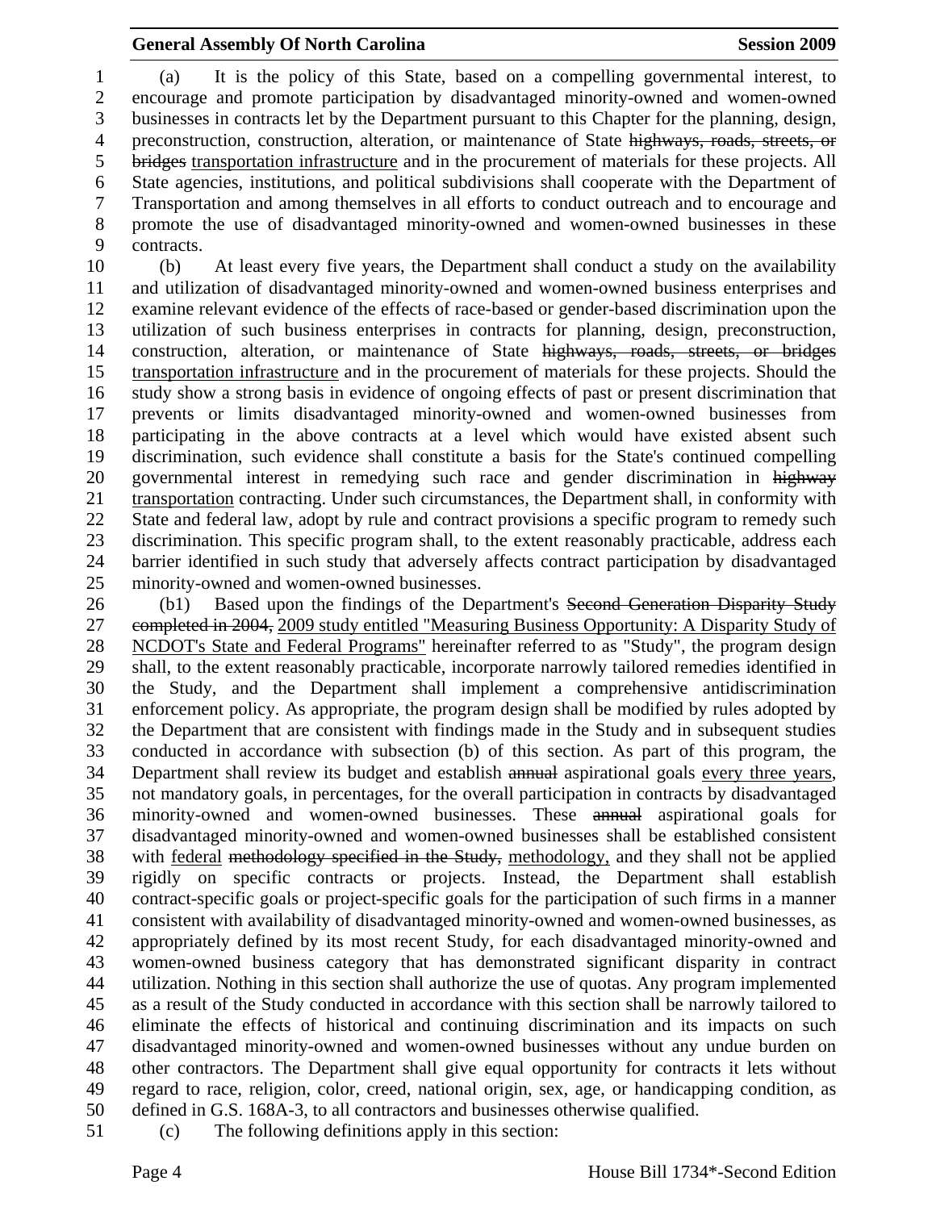(a) It is the policy of this State, based on a compelling governmental interest, to encourage and promote participation by disadvantaged minority-owned and women-owned businesses in contracts let by the Department pursuant to this Chapter for the planning, design, preconstruction, construction, alteration, or maintenance of State ~~highways, roads, streets, or bridges~~ transportation infrastructure and in the procurement of materials for these projects. All State agencies, institutions, and political subdivisions shall cooperate with the Department of Transportation and among themselves in all efforts to conduct outreach and to encourage and promote the use of disadvantaged minority-owned and women-owned businesses in these contracts.

(b) At least every five years, the Department shall conduct a study on the availability and utilization of disadvantaged minority-owned and women-owned business enterprises and examine relevant evidence of the effects of race-based or gender-based discrimination upon the utilization of such business enterprises in contracts for planning, design, preconstruction, construction, alteration, or maintenance of State ~~highways, roads, streets, or bridges~~ transportation infrastructure and in the procurement of materials for these projects. Should the study show a strong basis in evidence of ongoing effects of past or present discrimination that prevents or limits disadvantaged minority-owned and women-owned businesses from participating in the above contracts at a level which would have existed absent such discrimination, such evidence shall constitute a basis for the State's continued compelling governmental interest in remedying such race and gender discrimination in ~~highway~~ transportation contracting. Under such circumstances, the Department shall, in conformity with State and federal law, adopt by rule and contract provisions a specific program to remedy such discrimination. This specific program shall, to the extent reasonably practicable, address each barrier identified in such study that adversely affects contract participation by disadvantaged minority-owned and women-owned businesses.

(b1) Based upon the findings of the Department's ~~Second Generation Disparity Study completed in 2004,~~ 2009 study entitled "Measuring Business Opportunity: A Disparity Study of NCDOT's State and Federal Programs" hereinafter referred to as "Study", the program design shall, to the extent reasonably practicable, incorporate narrowly tailored remedies identified in the Study, and the Department shall implement a comprehensive antidiscrimination enforcement policy. As appropriate, the program design shall be modified by rules adopted by the Department that are consistent with findings made in the Study and in subsequent studies conducted in accordance with subsection (b) of this section. As part of this program, the Department shall review its budget and establish ~~annual~~ aspirational goals every three years, not mandatory goals, in percentages, for the overall participation in contracts by disadvantaged minority-owned and women-owned businesses. These ~~annual~~ aspirational goals for disadvantaged minority-owned and women-owned businesses shall be established consistent with federal ~~methodology specified in the Study,~~ methodology, and they shall not be applied rigidly on specific contracts or projects. Instead, the Department shall establish contract-specific goals or project-specific goals for the participation of such firms in a manner consistent with availability of disadvantaged minority-owned and women-owned businesses, as appropriately defined by its most recent Study, for each disadvantaged minority-owned and women-owned business category that has demonstrated significant disparity in contract utilization. Nothing in this section shall authorize the use of quotas. Any program implemented as a result of the Study conducted in accordance with this section shall be narrowly tailored to eliminate the effects of historical and continuing discrimination and its impacts on such disadvantaged minority-owned and women-owned businesses without any undue burden on other contractors. The Department shall give equal opportunity for contracts it lets without regard to race, religion, color, creed, national origin, sex, age, or handicapping condition, as defined in G.S. 168A-3, to all contractors and businesses otherwise qualified.

(c) The following definitions apply in this section: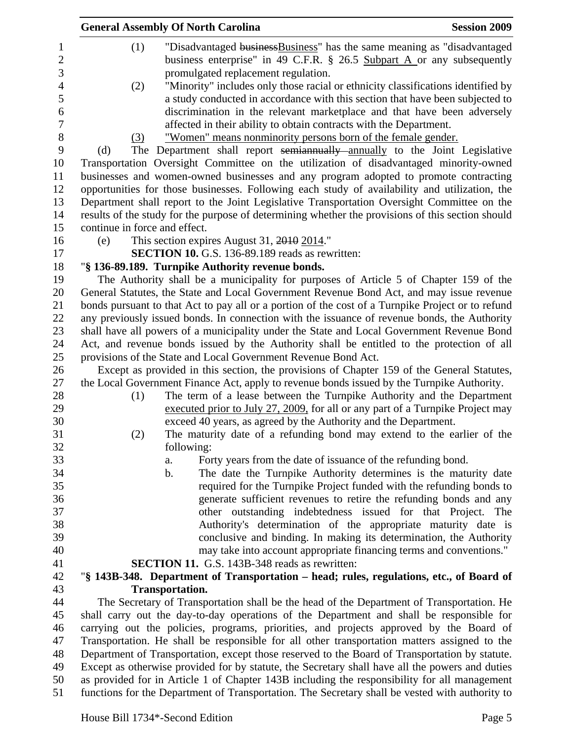(1) "Disadvantaged ~~business~~Business" has the same meaning as "disadvantaged business enterprise" in 49 C.F.R. § 26.5 Subpart A or any subsequently promulgated replacement regulation.

(2) "Minority" includes only those racial or ethnicity classifications identified by a study conducted in accordance with this section that have been subjected to discrimination in the relevant marketplace and that have been adversely affected in their ability to obtain contracts with the Department.

(3) "Women" means nonminority persons born of the female gender.

(d) The Department shall report ~~semiannually~~ annually to the Joint Legislative Transportation Oversight Committee on the utilization of disadvantaged minority-owned businesses and women-owned businesses and any program adopted to promote contracting opportunities for those businesses. Following each study of availability and utilization, the Department shall report to the Joint Legislative Transportation Oversight Committee on the results of the study for the purpose of determining whether the provisions of this section should continue in force and effect.

(e) This section expires August 31, ~~2010~~ 2014."

**SECTION 10.** G.S. 136-89.189 reads as rewritten:

"**§ 136-89.189. Turnpike Authority revenue bonds.**

The Authority shall be a municipality for purposes of Article 5 of Chapter 159 of the General Statutes, the State and Local Government Revenue Bond Act, and may issue revenue bonds pursuant to that Act to pay all or a portion of the cost of a Turnpike Project or to refund any previously issued bonds. In connection with the issuance of revenue bonds, the Authority shall have all powers of a municipality under the State and Local Government Revenue Bond Act, and revenue bonds issued by the Authority shall be entitled to the protection of all provisions of the State and Local Government Revenue Bond Act.

Except as provided in this section, the provisions of Chapter 159 of the General Statutes, the Local Government Finance Act, apply to revenue bonds issued by the Turnpike Authority.

(1) The term of a lease between the Turnpike Authority and the Department executed prior to July 27, 2009, for all or any part of a Turnpike Project may exceed 40 years, as agreed by the Authority and the Department.

(2) The maturity date of a refunding bond may extend to the earlier of the following:

a. Forty years from the date of issuance of the refunding bond.

b. The date the Turnpike Authority determines is the maturity date required for the Turnpike Project funded with the refunding bonds to generate sufficient revenues to retire the refunding bonds and any other outstanding indebtedness issued for that Project. The Authority's determination of the appropriate maturity date is conclusive and binding. In making its determination, the Authority may take into account appropriate financing terms and conventions."

**SECTION 11.** G.S. 143B-348 reads as rewritten:

"**§ 143B-348. Department of Transportation – head; rules, regulations, etc., of Board of Transportation.**

The Secretary of Transportation shall be the head of the Department of Transportation. He shall carry out the day-to-day operations of the Department and shall be responsible for carrying out the policies, programs, priorities, and projects approved by the Board of Transportation. He shall be responsible for all other transportation matters assigned to the Department of Transportation, except those reserved to the Board of Transportation by statute. Except as otherwise provided for by statute, the Secretary shall have all the powers and duties as provided for in Article 1 of Chapter 143B including the responsibility for all management functions for the Department of Transportation. The Secretary shall be vested with authority to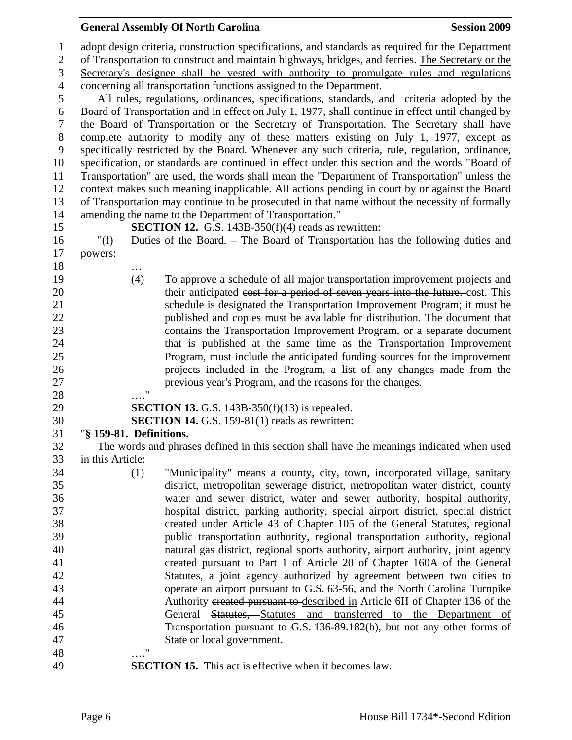adopt design criteria, construction specifications, and standards as required for the Department of Transportation to construct and maintain highways, bridges, and ferries. The Secretary or the Secretary's designee shall be vested with authority to promulgate rules and regulations concerning all transportation functions assigned to the Department.

All rules, regulations, ordinances, specifications, standards, and criteria adopted by the Board of Transportation and in effect on July 1, 1977, shall continue in effect until changed by the Board of Transportation or the Secretary of Transportation. The Secretary shall have complete authority to modify any of these matters existing on July 1, 1977, except as specifically restricted by the Board. Whenever any such criteria, rule, regulation, ordinance, specification, or standards are continued in effect under this section and the words "Board of Transportation" are used, the words shall mean the "Department of Transportation" unless the context makes such meaning inapplicable. All actions pending in court by or against the Board of Transportation may continue to be prosecuted in that name without the necessity of formally amending the name to the Department of Transportation."

**SECTION 12.** G.S. 143B-350(f)(4) reads as rewritten:

"(f) Duties of the Board. – The Board of Transportation has the following duties and powers:

…

(4) To approve a schedule of all major transportation improvement projects and their anticipated ~~cost for a period of seven years into the future.~~ cost. This schedule is designated the Transportation Improvement Program; it must be published and copies must be available for distribution. The document that contains the Transportation Improvement Program, or a separate document that is published at the same time as the Transportation Improvement Program, must include the anticipated funding sources for the improvement projects included in the Program, a list of any changes made from the previous year's Program, and the reasons for the changes.

…."

**SECTION 13.** G.S. 143B-350(f)(13) is repealed.

**SECTION 14.** G.S. 159-81(1) reads as rewritten:

"**§ 159-81. Definitions.**

The words and phrases defined in this section shall have the meanings indicated when used in this Article:

(1) "Municipality" means a county, city, town, incorporated village, sanitary district, metropolitan sewerage district, metropolitan water district, county water and sewer district, water and sewer authority, hospital authority, hospital district, parking authority, special airport district, special district created under Article 43 of Chapter 105 of the General Statutes, regional public transportation authority, regional transportation authority, regional natural gas district, regional sports authority, airport authority, joint agency created pursuant to Part 1 of Article 20 of Chapter 160A of the General Statutes, a joint agency authorized by agreement between two cities to operate an airport pursuant to G.S. 63-56, and the North Carolina Turnpike Authority ~~created pursuant to~~ described in Article 6H of Chapter 136 of the General ~~Statutes,~~ Statutes and transferred to the Department of Transportation pursuant to G.S. 136-89.182(b), but not any other forms of State or local government.

…."

**SECTION 15.** This act is effective when it becomes law.